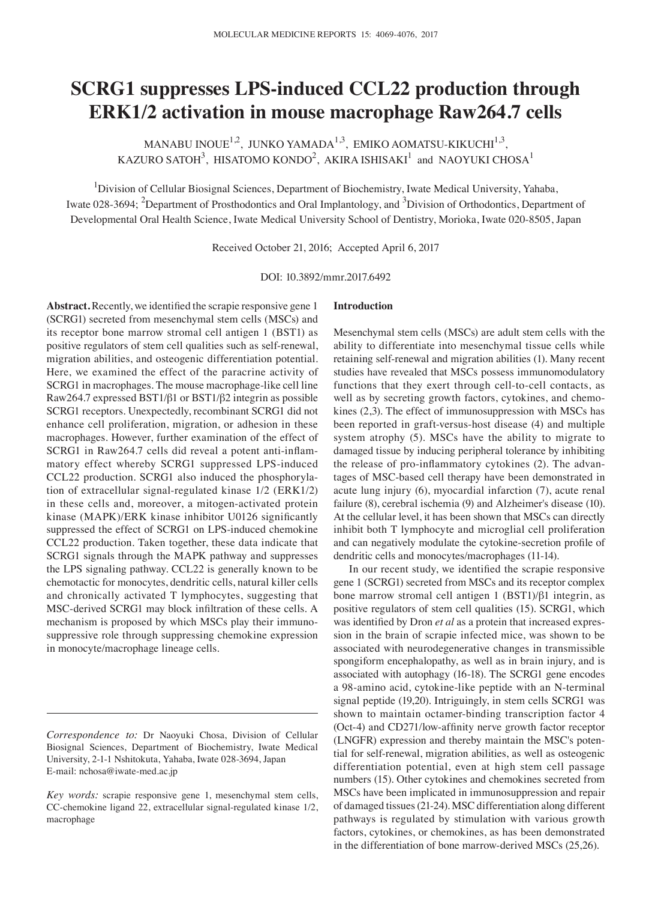# SCRG1 suppresses LPS-induced CCL22 production through ERK1/2 activation in mouse macrophage Raw264.7 cells

MANABU INOUE[1,2], JUNKO YAMADA[1,3], EMIKO AOMATSU-KIKUCHI[1,3], KAZURO SATOH[3], HISATOMO KONDO[2], AKIRA ISHISAKI[1] and NAOYUKI CHOSA[1]

[1]Division of Cellular Biosignal Sciences, Department of Biochemistry, Iwate Medical University, Yahaba, Iwate 028-3694; [2]Department of Prosthodontics and Oral Implantology, and [3]Division of Orthodontics, Department of Developmental Oral Health Science, Iwate Medical University School of Dentistry, Morioka, Iwate 020-8505, Japan

Received October 21, 2016; Accepted April 6, 2017

DOI: 10.3892/mmr.2017.6492

**Abstract.** Recently, we identified the scrapie responsive gene 1 (SCRG1) secreted from mesenchymal stem cells (MSCs) and its receptor bone marrow stromal cell antigen 1 (BST1) as positive regulators of stem cell qualities such as self-renewal, migration abilities, and osteogenic differentiation potential. Here, we examined the effect of the paracrine activity of SCRG1 in macrophages. The mouse macrophage-like cell line Raw264.7 expressed BST1/β1 or BST1/β2 integrin as possible SCRG1 receptors. Unexpectedly, recombinant SCRG1 did not enhance cell proliferation, migration, or adhesion in these macrophages. However, further examination of the effect of SCRG1 in Raw264.7 cells did reveal a potent anti-inflammatory effect whereby SCRG1 suppressed LPS-induced CCL22 production. SCRG1 also induced the phosphorylation of extracellular signal-regulated kinase 1/2 (ERK1/2) in these cells and, moreover, a mitogen-activated protein kinase (MAPK)/ERK kinase inhibitor U0126 significantly suppressed the effect of SCRG1 on LPS-induced chemokine CCL22 production. Taken together, these data indicate that SCRG1 signals through the MAPK pathway and suppresses the LPS signaling pathway. CCL22 is generally known to be chemotactic for monocytes, dendritic cells, natural killer cells and chronically activated T lymphocytes, suggesting that MSC-derived SCRG1 may block infiltration of these cells. A mechanism is proposed by which MSCs play their immunosuppressive role through suppressing chemokine expression in monocyte/macrophage lineage cells.

*Correspondence to:* Dr Naoyuki Chosa, Division of Cellular Biosignal Sciences, Department of Biochemistry, Iwate Medical University, 2-1-1 Nshitokuta, Yahaba, Iwate 028-3694, Japan
E-mail: nchosa@iwate-med.ac.jp

*Key words:* scrapie responsive gene 1, mesenchymal stem cells, CC-chemokine ligand 22, extracellular signal-regulated kinase 1/2, macrophage

## Introduction

Mesenchymal stem cells (MSCs) are adult stem cells with the ability to differentiate into mesenchymal tissue cells while retaining self-renewal and migration abilities (1). Many recent studies have revealed that MSCs possess immunomodulatory functions that they exert through cell-to-cell contacts, as well as by secreting growth factors, cytokines, and chemokines (2,3). The effect of immunosuppression with MSCs has been reported in graft-versus-host disease (4) and multiple system atrophy (5). MSCs have the ability to migrate to damaged tissue by inducing peripheral tolerance by inhibiting the release of pro-inflammatory cytokines (2). The advantages of MSC-based cell therapy have been demonstrated in acute lung injury (6), myocardial infarction (7), acute renal failure (8), cerebral ischemia (9) and Alzheimer's disease (10). At the cellular level, it has been shown that MSCs can directly inhibit both T lymphocyte and microglial cell proliferation and can negatively modulate the cytokine-secretion profile of dendritic cells and monocytes/macrophages (11-14).

In our recent study, we identified the scrapie responsive gene 1 (SCRG1) secreted from MSCs and its receptor complex bone marrow stromal cell antigen 1 (BST1)/β1 integrin, as positive regulators of stem cell qualities (15). SCRG1, which was identified by Dron *et al* as a protein that increased expression in the brain of scrapie infected mice, was shown to be associated with neurodegenerative changes in transmissible spongiform encephalopathy, as well as in brain injury, and is associated with autophagy (16-18). The SCRG1 gene encodes a 98-amino acid, cytokine-like peptide with an N-terminal signal peptide (19,20). Intriguingly, in stem cells SCRG1 was shown to maintain octamer-binding transcription factor 4 (Oct-4) and CD271/low-affinity nerve growth factor receptor (LNGFR) expression and thereby maintain the MSC's potential for self-renewal, migration abilities, as well as osteogenic differentiation potential, even at high stem cell passage numbers (15). Other cytokines and chemokines secreted from MSCs have been implicated in immunosuppression and repair of damaged tissues (21-24). MSC differentiation along different pathways is regulated by stimulation with various growth factors, cytokines, or chemokines, as has been demonstrated in the differentiation of bone marrow-derived MSCs (25,26).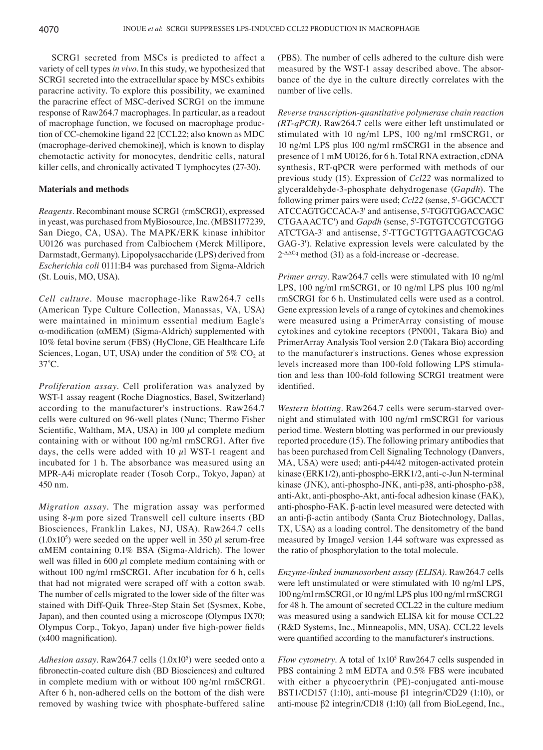SCRG1 secreted from MSCs is predicted to affect a variety of cell types *in vivo*. In this study, we hypothesized that SCRG1 secreted into the extracellular space by MSCs exhibits paracrine activity. To explore this possibility, we examined the paracrine effect of MSC-derived SCRG1 on the immune response of Raw264.7 macrophages. In particular, as a readout of macrophage function, we focused on macrophage production of CC-chemokine ligand 22 [CCL22; also known as MDC (macrophage-derived chemokine)], which is known to display chemotactic activity for monocytes, dendritic cells, natural killer cells, and chronically activated T lymphocytes (27-30).

## Materials and methods

*Reagents.* Recombinant mouse SCRG1 (rmSCRG1), expressed in yeast, was purchased from MyBiosource, Inc. (MBS1177239, San Diego, CA, USA). The MAPK/ERK kinase inhibitor U0126 was purchased from Calbiochem (Merck Millipore, Darmstadt, Germany). Lipopolysaccharide (LPS) derived from *Escherichia coli* 0111:B4 was purchased from Sigma-Aldrich (St. Louis, MO, USA).

*Cell culture.* Mouse macrophage-like Raw264.7 cells (American Type Culture Collection, Manassas, VA, USA) were maintained in minimum essential medium Eagle's α-modification (αMEM) (Sigma-Aldrich) supplemented with 10% fetal bovine serum (FBS) (HyClone, GE Healthcare Life Sciences, Logan, UT, USA) under the condition of 5% $CO_2$ at 37˚C.

*Proliferation assay.* Cell proliferation was analyzed by WST-1 assay reagent (Roche Diagnostics, Basel, Switzerland) according to the manufacturer's instructions. Raw264.7 cells were cultured on 96-well plates (Nunc; Thermo Fisher Scientific, Waltham, MA, USA) in 100 µl complete medium containing with or without 100 ng/ml rmSCRG1. After five days, the cells were added with 10 µl WST-1 reagent and incubated for 1 h. The absorbance was measured using an MPR-A4i microplate reader (Tosoh Corp., Tokyo, Japan) at 450 nm.

*Migration assay.* The migration assay was performed using 8-µm pore sized Transwell cell culture inserts (BD Biosciences, Franklin Lakes, NJ, USA). Raw264.7 cells ($1.0 \times 10^5$) were seeded on the upper well in 350 µl serum-free αMEM containing 0.1% BSA (Sigma-Aldrich). The lower well was filled in 600 µl complete medium containing with or without 100 ng/ml rmSCRG1. After incubation for 6 h, cells that had not migrated were scraped off with a cotton swab. The number of cells migrated to the lower side of the filter was stained with Diff-Quik Three-Step Stain Set (Sysmex, Kobe, Japan), and then counted using a microscope (Olympus IX70; Olympus Corp., Tokyo, Japan) under five high-power fields (x400 magnification).

*Adhesion assay.* Raw264.7 cells ($1.0 \times 10^5$) were seeded onto a fibronectin-coated culture dish (BD Biosciences) and cultured in complete medium with or without 100 ng/ml rmSCRG1. After 6 h, non-adhered cells on the bottom of the dish were removed by washing twice with phosphate-buffered saline (PBS). The number of cells adhered to the culture dish were measured by the WST-1 assay described above. The absorbance of the dye in the culture directly correlates with the number of live cells.

*Reverse transcription-quantitative polymerase chain reaction (RT-qPCR).* Raw264.7 cells were either left unstimulated or stimulated with 10 ng/ml LPS, 100 ng/ml rmSCRG1, or 10 ng/ml LPS plus 100 ng/ml rmSCRG1 in the absence and presence of 1 mM U0126, for 6 h. Total RNA extraction, cDNA synthesis, RT-qPCR were performed with methods of our previous study (15). Expression of *Ccl22* was normalized to glyceraldehyde-3-phosphate dehydrogenase (*Gapdh*). The following primer pairs were used; *Ccl22* (sense, 5'-GGCACCT ATCCAGTGCCACA-3' and antisense, 5'-TGGTGGACCAGC CTGAAACTC') and *Gapdh* (sense, 5'-TGTGTCCGTCGTGG ATCTGA-3' and antisense, 5'-TTGCTGTTGAAGTCGCAG GAG-3'). Relative expression levels were calculated by the $2^{-\Delta\Delta Cq}$ method (31) as a fold-increase or -decrease.

*Primer array.* Raw264.7 cells were stimulated with 10 ng/ml LPS, 100 ng/ml rmSCRG1, or 10 ng/ml LPS plus 100 ng/ml rmSCRG1 for 6 h. Unstimulated cells were used as a control. Gene expression levels of a range of cytokines and chemokines were measured using a PrimerArray consisting of mouse cytokines and cytokine receptors (PN001, Takara Bio) and PrimerArray Analysis Tool version 2.0 (Takara Bio) according to the manufacturer's instructions. Genes whose expression levels increased more than 100-fold following LPS stimulation and less than 100-fold following SCRG1 treatment were identified.

*Western blotting.* Raw264.7 cells were serum-starved overnight and stimulated with 100 ng/ml rmSCRG1 for various period time. Western blotting was performed in our previously reported procedure (15). The following primary antibodies that has been purchased from Cell Signaling Technology (Danvers, MA, USA) were used; anti-p44/42 mitogen-activated protein kinase (ERK1/2), anti-phospho-ERK1/2, anti-c-Jun N-terminal kinase (JNK), anti-phospho-JNK, anti-p38, anti-phospho-p38, anti-Akt, anti-phospho-Akt, anti-focal adhesion kinase (FAK), anti-phospho-FAK. β-actin level measured were detected with an anti-β-actin antibody (Santa Cruz Biotechnology, Dallas, TX, USA) as a loading control. The densitometry of the band measured by ImageJ version 1.44 software was expressed as the ratio of phosphorylation to the total molecule.

*Enzyme-linked immunosorbent assay (ELISA).* Raw264.7 cells were left unstimulated or were stimulated with 10 ng/ml LPS, 100 ng/ml rmSCRG1, or 10 ng/ml LPS plus 100 ng/ml rmSCRG1 for 48 h. The amount of secreted CCL22 in the culture medium was measured using a sandwich ELISA kit for mouse CCL22 (R&D Systems, Inc., Minneapolis, MN, USA). CCL22 levels were quantified according to the manufacturer's instructions.

*Flow cytometry.* A total of $1 \times 10^5$ Raw264.7 cells suspended in PBS containing 2 mM EDTA and 0.5% FBS were incubated with either a phycoerythrin (PE)-conjugated anti-mouse BST1/CD157 (1:10), anti-mouse β1 integrin/CD29 (1:10), or anti-mouse β2 integrin/CD18 (1:10) (all from BioLegend, Inc.,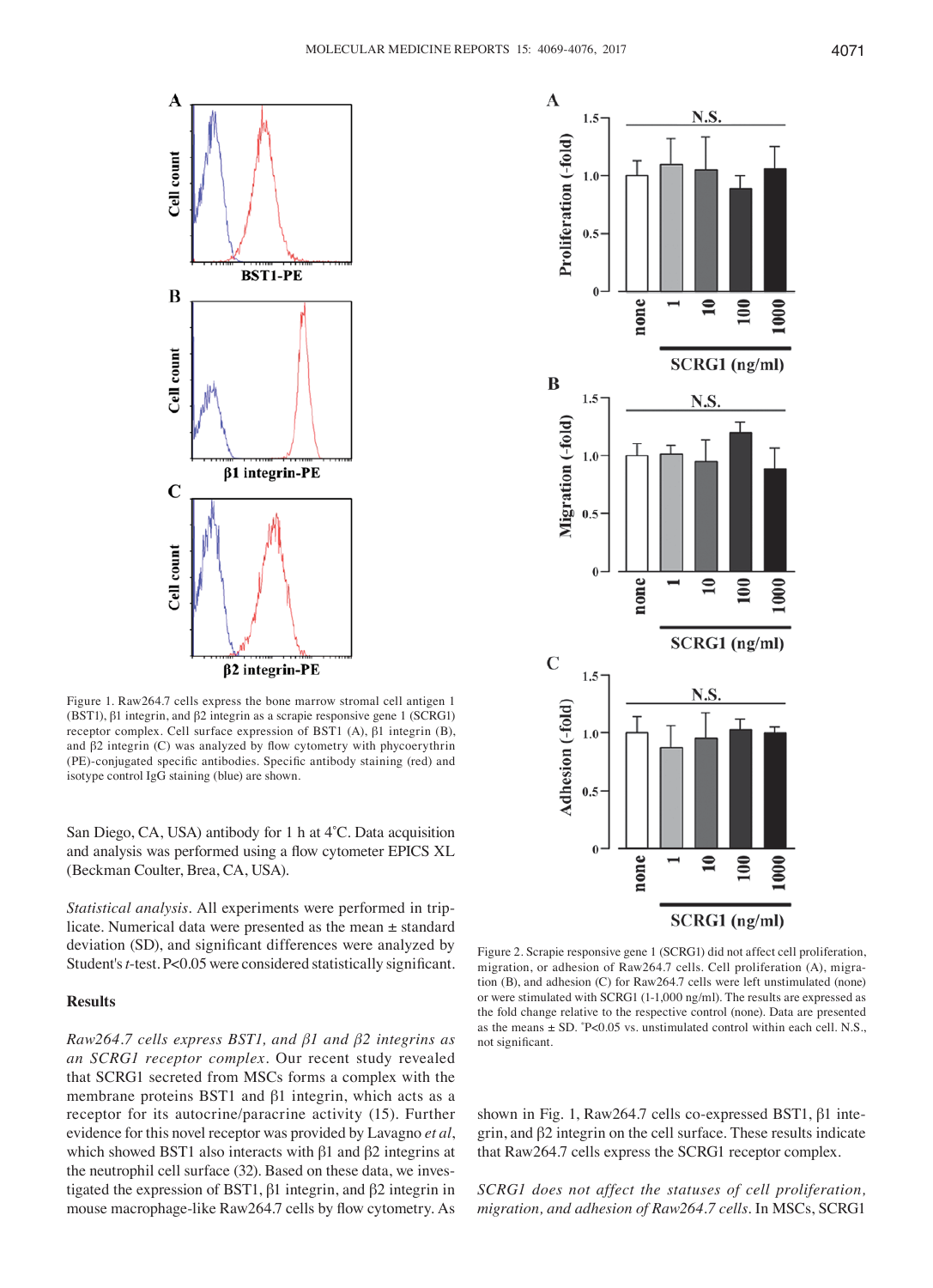Figure 1. Raw264.7 cells express the bone marrow stromal cell antigen 1 (BST1), β1 integrin, and β2 integrin as a scrapie responsive gene 1 (SCRG1) receptor complex. Cell surface expression of BST1 (A), β1 integrin (B), and β2 integrin (C) was analyzed by flow cytometry with phycoerythrin (PE)-conjugated specific antibodies. Specific antibody staining (red) and isotype control IgG staining (blue) are shown.

San Diego, CA, USA) antibody for 1 h at 4˚C. Data acquisition and analysis was performed using a flow cytometer EPICS XL (Beckman Coulter, Brea, CA, USA).

*Statistical analysis.* All experiments were performed in triplicate. Numerical data were presented as the mean ± standard deviation (SD), and significant differences were analyzed by Student's *t*-test. P<0.05 were considered statistically significant.

## Results

*Raw264.7 cells express BST1, and β1 and β2 integrins as an SCRG1 receptor complex.* Our recent study revealed that SCRG1 secreted from MSCs forms a complex with the membrane proteins BST1 and β1 integrin, which acts as a receptor for its autocrine/paracrine activity (15). Further evidence for this novel receptor was provided by Lavagno *et al*, which showed BST1 also interacts with β1 and β2 integrins at the neutrophil cell surface (32). Based on these data, we investigated the expression of BST1, β1 integrin, and β2 integrin in mouse macrophage-like Raw264.7 cells by flow cytometry. As shown in Fig. 1, Raw264.7 cells co-expressed BST1, β1 integrin, and β2 integrin on the cell surface. These results indicate that Raw264.7 cells express the SCRG1 receptor complex.

Figure 2. Scrapie responsive gene 1 (SCRG1) did not affect cell proliferation, migration, or adhesion of Raw264.7 cells. Cell proliferation (A), migration (B), and adhesion (C) for Raw264.7 cells were left unstimulated (none) or were stimulated with SCRG1 (1-1,000 ng/ml). The results are expressed as the fold change relative to the control (none). Data are presented as the means ± SD. *P<0.05 vs. unstimulated control within each cell. N.S., not significant.

*SCRG1 does not affect the statuses of cell proliferation, migration, and adhesion of Raw264.7 cells.* In MSCs, SCRG1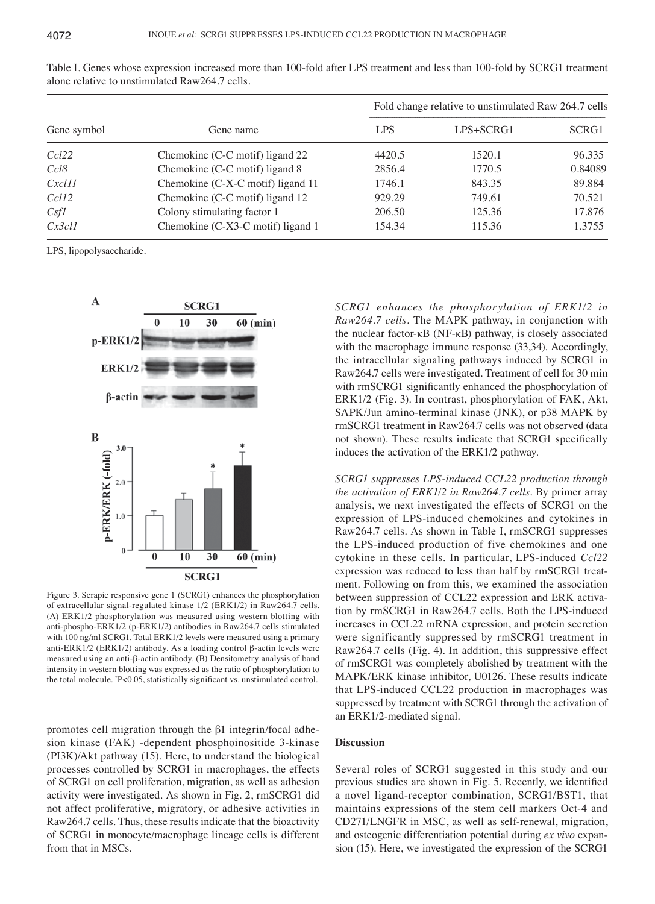Table I. Genes whose expression increased more than 100-fold after LPS treatment and less than 100-fold by SCRG1 treatment alone relative to unstimulated Raw264.7 cells.

| Gene symbol | Gene name | Fold change relative to unstimulated Raw 264.7 cells | | |
|---|---|---|---|---|
| | | LPS | LPS+SCRG1 | SCRG1 |
| *Ccl22* | Chemokine (C-C motif) ligand 22 | 4420.5 | 1520.1 | 96.335 |
| *Ccl8* | Chemokine (C-C motif) ligand 8 | 2856.4 | 1770.5 | 0.84089 |
| *Cxcl11* | Chemokine (C-X-C motif) ligand 11 | 1746.1 | 843.35 | 89.884 |
| *Ccl12* | Chemokine (C-C motif) ligand 12 | 929.29 | 749.61 | 70.521 |
| *Csf1* | Colony stimulating factor 1 | 206.50 | 125.36 | 17.876 |
| *Cx3cl1* | Chemokine (C-X3-C motif) ligand 1 | 154.34 | 115.36 | 1.3755 |

LPS, lipopolysaccharide.

Figure 3. Scrapie responsive gene 1 (SCRG1) enhances the phosphorylation of extracellular signal-regulated kinase 1/2 (ERK1/2) in Raw264.7 cells. (A) ERK1/2 phosphorylation was measured using western blotting with anti-phospho-ERK1/2 (p-ERK1/2) antibodies in Raw264.7 cells stimulated with 100 ng/ml SCRG1. Total ERK1/2 levels were measured using a primary anti-ERK1/2 (ERK1/2) antibody. As a loading control β-actin levels were measured using an anti-β-actin antibody. (B) Densitometry analysis of band intensity in western blotting was expressed as the ratio of phosphorylation to the total molecule. *P<0.05, statistically significant vs. unstimulated control.

promotes cell migration through the β1 integrin/focal adhesion kinase (FAK) -dependent phosphoinositide 3-kinase (PI3K)/Akt pathway (15). Here, to understand the biological processes controlled by SCRG1 in macrophages, the effects of SCRG1 on cell proliferation, migration, as well as adhesion activity were investigated. As shown in Fig. 2, rmSCRG1 did not affect proliferative, migratory, or adhesive activities in Raw264.7 cells. Thus, these results indicate that the bioactivity of SCRG1 in monocyte/macrophage lineage cells is different from that in MSCs.

*SCRG1 enhances the phosphorylation of ERK1/2 in Raw264.7 cells.* The MAPK pathway, in conjunction with the nuclear factor-κB (NF-κB) pathway, is closely associated with the macrophage immune response (33,34). Accordingly, the intracellular signaling pathways induced by SCRG1 in Raw264.7 cells were investigated. Treatment of cell for 30 min with rmSCRG1 significantly enhanced the phosphorylation of ERK1/2 (Fig. 3). In contrast, phosphorylation of FAK, Akt, SAPK/Jun amino-terminal kinase (JNK), or p38 MAPK by rmSCRG1 treatment in Raw264.7 cells was not observed (data not shown). These results indicate that SCRG1 specifically induces the activation of the ERK1/2 pathway.

*SCRG1 suppresses LPS-induced CCL22 production through the activation of ERK1/2 in Raw264.7 cells.* By primer array analysis, we next investigated the effects of SCRG1 on the expression of LPS-induced chemokines and cytokines in Raw264.7 cells. As shown in Table I, rmSCRG1 suppresses the LPS-induced production of five chemokines and one cytokine in these cells. In particular, LPS-induced *Ccl22* expression was reduced to less than half by rmSCRG1 treatment. Following on from this, we examined the association between suppression of CCL22 expression and ERK activation by rmSCRG1 in Raw264.7 cells. Both the LPS-induced increases in CCL22 mRNA expression, and protein secretion were significantly suppressed by rmSCRG1 treatment in Raw264.7 cells (Fig. 4). In addition, this suppressive effect of rmSCRG1 was completely abolished by treatment with the MAPK/ERK kinase inhibitor, U0126. These results indicate that LPS-induced CCL22 production in macrophages was suppressed by treatment with SCRG1 through the activation of an ERK1/2-mediated signal.

## Discussion

Several roles of SCRG1 suggested in this study and our previous studies are shown in Fig. 5. Recently, we identified a novel ligand-receptor combination, SCRG1/BST1, that maintains expressions of the stem cell markers Oct-4 and CD271/LNGFR in MSC, as well as self-renewal, migration, and osteogenic differentiation potential during *ex vivo* expansion (15). Here, we investigated the expression of the SCRG1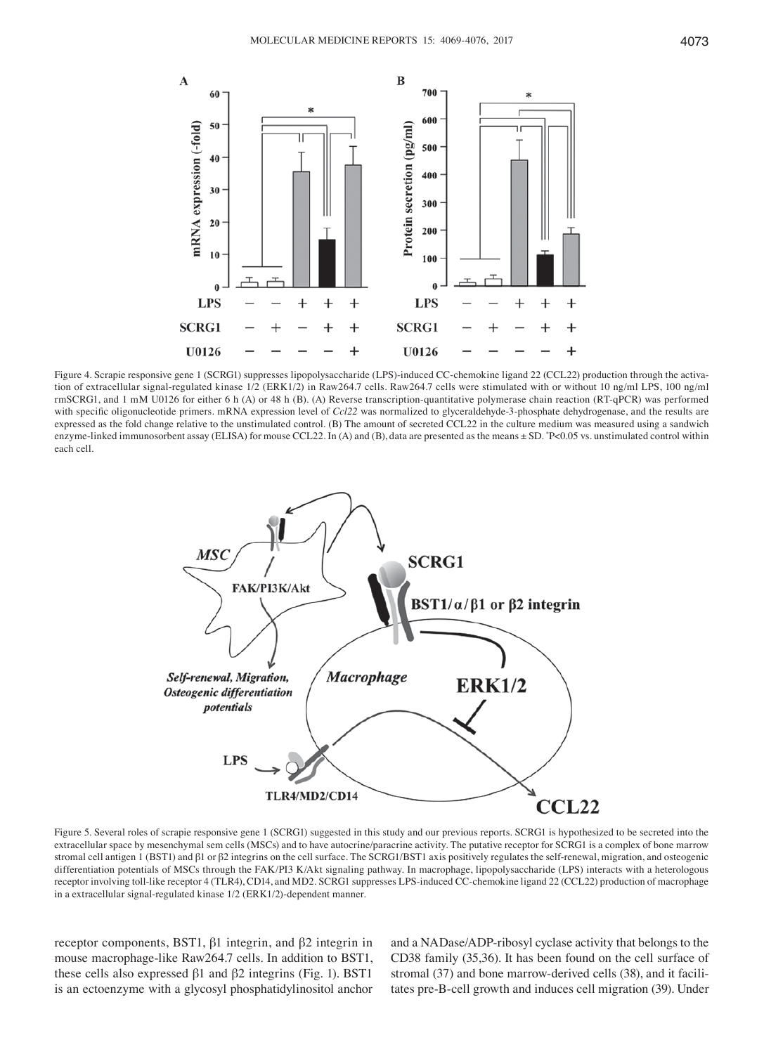Figure 4. Scrapie responsive gene 1 (SCRG1) suppresses lipopolysaccharide (LPS)-induced CC-chemokine ligand 22 (CCL22) production through the activation of extracellular signal-regulated kinase 1/2 (ERK1/2) in Raw264.7 cells. Raw264.7 cells were stimulated with or without 10 ng/ml LPS, 100 ng/ml rmSCRG1, and 1 mM U0126 for either 6 h (A) or 48 h (B). (A) Reverse transcription-quantitative polymerase chain reaction (RT-qPCR) was performed with specific oligonucleotide primers. mRNA expression level of *Ccl22* was normalized to glyceraldehyde-3-phosphate dehydrogenase, and the results are expressed as the fold change relative to the unstimulated control. (B) The amount of secreted CCL22 in the culture medium was measured using a sandwich enzyme-linked immunosorbent assay (ELISA) for mouse CCL22. In (A) and (B), data are presented as the means ± SD. *P<0.05 vs. unstimulated control within each cell.

Figure 5. Several roles of scrapie responsive gene 1 (SCRG1) suggested in this study and our previous reports. SCRG1 is hypothesized to be secreted into the extracellular space by mesenchymal sem cells (MSCs) and to have autocrine/paracrine activity. The putative receptor for SCRG1 is a complex of bone marrow stromal cell antigen 1 (BST1) and β1 or β2 integrins on the cell surface. The SCRG1/BST1 axis positively regulates the self-renewal, migration, and osteogenic differentiation potentials of MSCs through the FAK/PI3 K/Akt signaling pathway. In macrophage, lipopolysaccharide (LPS) interacts with a heterologous receptor involving toll-like receptor 4 (TLR4), CD14, and MD2. SCRG1 suppresses LPS-induced CC-chemokine ligand 22 (CCL22) production of macrophage in a extracellular signal-regulated kinase 1/2 (ERK1/2)-dependent manner.

receptor components, BST1, β1 integrin, and β2 integrin in mouse macrophage-like Raw264.7 cells. In addition to BST1, these cells also expressed β1 and β2 integrins (Fig. 1). BST1 is an ectoenzyme with a glycosyl phosphatidylinositol anchor and a NADase/ADP-ribosyl cyclase activity that belongs to the CD38 family (35,36). It has been found on the cell surface of stromal (37) and bone marrow-derived cells (38), and it facilitates pre-B-cell growth and induces cell migration (39). Under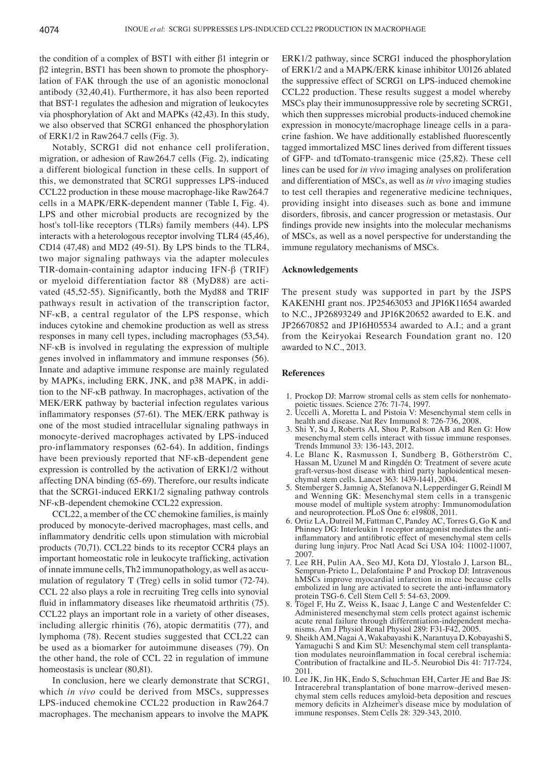the condition of a complex of BST1 with either β1 integrin or β2 integrin, BST1 has been shown to promote the phosphorylation of FAK through the use of an agonistic monoclonal antibody (32,40,41). Furthermore, it has also been reported that BST-1 regulates the adhesion and migration of leukocytes via phosphorylation of Akt and MAPKs (42,43). In this study, we also observed that SCRG1 enhanced the phosphorylation of ERK1/2 in Raw264.7 cells (Fig. 3).

Notably, SCRG1 did not enhance cell proliferation, migration, or adhesion of Raw264.7 cells (Fig. 2), indicating a different biological function in these cells. In support of this, we demonstrated that SCRG1 suppresses LPS-induced CCL22 production in these mouse macrophage-like Raw264.7 cells in a MAPK/ERK-dependent manner (Table I, Fig. 4). LPS and other microbial products are recognized by the host's toll-like receptors (TLRs) family members (44). LPS interacts with a heterologous receptor involving TLR4 (45,46), CD14 (47,48) and MD2 (49-51). By LPS binds to the TLR4, two major signaling pathways via the adapter molecules TIR-domain-containing adaptor inducing IFN-β (TRIF) or myeloid differentiation factor 88 (MyD88) are activated (45,52-55). Significantly, both the Myd88 and TRIF pathways result in activation of the transcription factor, NF-κB, a central regulator of the LPS response, which induces cytokine and chemokine production as well as stress responses in many cell types, including macrophages (53,54). NF-κB is involved in regulating the expression of multiple genes involved in inflammatory and immune responses (56). Innate and adaptive immune response are mainly regulated by MAPKs, including ERK, JNK, and p38 MAPK, in addition to the NF-κB pathway. In macrophages, activation of the MEK/ERK pathway by bacterial infection regulates various inflammatory responses (57-61). The MEK/ERK pathway is one of the most studied intracellular signaling pathways in monocyte-derived macrophages activated by LPS-induced pro-inflammatory responses (62-64). In addition, findings have been previously reported that NF-κB-dependent gene expression is controlled by the activation of ERK1/2 without affecting DNA binding (65-69). Therefore, our results indicate that the SCRG1-induced ERK1/2 signaling pathway controls NF-κB-dependent chemokine CCL22 expression.

CCL22, a member of the CC chemokine families, is mainly produced by monocyte-derived macrophages, mast cells, and inflammatory dendritic cells upon stimulation with microbial products (70,71). CCL22 binds to its receptor CCR4 plays an important homeostatic role in leukocyte trafficking, activation of innate immune cells, Th2 immunopathology, as well as accumulation of regulatory T (Treg) cells in solid tumor (72-74). CCL 22 also plays a role in recruiting Treg cells into synovial fluid in inflammatory diseases like rheumatoid arthritis (75). CCL22 plays an important role in a variety of other diseases, including allergic rhinitis (76), atopic dermatitis (77), and lymphoma (78). Recent studies suggested that CCL22 can be used as a biomarker for autoimmune diseases (79). On the other hand, the role of CCL 22 in regulation of immune homeostasis is unclear (80,81).

In conclusion, here we clearly demonstrate that SCRG1, which *in vivo* could be derived from MSCs, suppresses LPS-induced chemokine CCL22 production in Raw264.7 macrophages. The mechanism appears to involve the MAPK ERK1/2 pathway, since SCRG1 induced the phosphorylation of ERK1/2 and a MAPK/ERK kinase inhibitor U0126 ablated the suppressive effect of SCRG1 on LPS-induced chemokine CCL22 production. These results suggest a model whereby MSCs play their immunosuppressive role by secreting SCRG1, which then suppresses microbial products-induced chemokine expression in monocyte/macrophage lineage cells in a paracrine fashion. We have additionally established fluorescently tagged immortalized MSC lines derived from different tissues of GFP- and tdTomato-transgenic mice (25,82). These cell lines can be used for *in vivo* imaging analyses on proliferation and differentiation of MSCs, as well as *in vivo* imaging studies to test cell therapies and regenerative medicine techniques, providing insight into diseases such as bone and immune disorders, fibrosis, and cancer progression or metastasis. Our findings provide new insights into the molecular mechanisms of MSCs, as well as a novel perspective for understanding the immune regulatory mechanisms of MSCs.

## Acknowledgements

The present study was supported in part by the JSPS KAKENHI grant nos. JP25463053 and JP16K11654 awarded to N.C., JP26893249 and JP16K20652 awarded to E.K. and JP26670852 and JP16H05534 awarded to A.I.; and a grant from the Keiryokai Research Foundation grant no. 120 awarded to N.C., 2013.

## References

1. Prockop DJ: Marrow stromal cells as stem cells for nonhematopoietic tissues. Science 276: 71-74, 1997.
2. Uccelli A, Moretta L and Pistoia V: Mesenchymal stem cells in health and disease. Nat Rev Immunol 8: 726-736, 2008.
3. Shi Y, Su J, Roberts AI, Shou P, Rabson AB and Ren G: How mesenchymal stem cells interact with tissue immune responses. Trends Immunol 33: 136-143, 2012.
4. Le Blanc K, Rasmusson I, Sundberg B, Götherström C, Hassan M, Uzunel M and Ringdén O: Treatment of severe acute graft-versus-host disease with third party haploidentical mesenchymal stem cells. Lancet 363: 1439-1441, 2004.
5. Stemberger S, Jamnig A, Stefanova N, Lepperdinger G, Reindl M and Wenning GK: Mesenchymal stem cells in a transgenic mouse model of multiple system atrophy: Immunomodulation and neuroprotection. PLoS One 6: e19808, 2011.
6. Ortiz LA, Dutreil M, Fattman C, Pandey AC, Torres G, Go K and Phinney DG: Interleukin 1 receptor antagonist mediates the anti-inflammatory and antifibrotic effect of mesenchymal stem cells during lung injury. Proc Natl Acad Sci USA 104: 11002-11007, 2007.
7. Lee RH, Pulin AA, Seo MJ, Kota DJ, Ylostalo J, Larson BL, Semprun-Prieto L, Delafontaine P and Prockop DJ: Intravenous hMSCs improve myocardial infarction in mice because cells embolized in lung are activated to secrete the anti-inflammatory protein TSG-6. Cell Stem Cell 5: 54-63, 2009.
8. Tögel F, Hu Z, Weiss K, Isaac J, Lange C and Westenfelder C: Administered mesenchymal stem cells protect against ischemic acute renal failure through differentiation-independent mechanisms. Am J Physiol Renal Physiol 289: F31-F42, 2005.
9. Sheikh AM, Nagai A, Wakabayashi K, Narantuya D, Kobayashi S, Yamaguchi S and Kim SU: Mesenchymal stem cell transplantation modulates neuroinflammation in focal cerebral ischemia: Contribution of fractalkine and IL-5. Neurobiol Dis 41: 717-724, 2011.
10. Lee JK, Jin HK, Endo S, Schuchman EH, Carter JE and Bae JS: Intracerebral transplantation of bone marrow-derived mesenchymal stem cells reduces amyloid-beta deposition and rescues memory deficits in Alzheimer's disease mice by modulation of immune responses. Stem Cells 28: 329-343, 2010.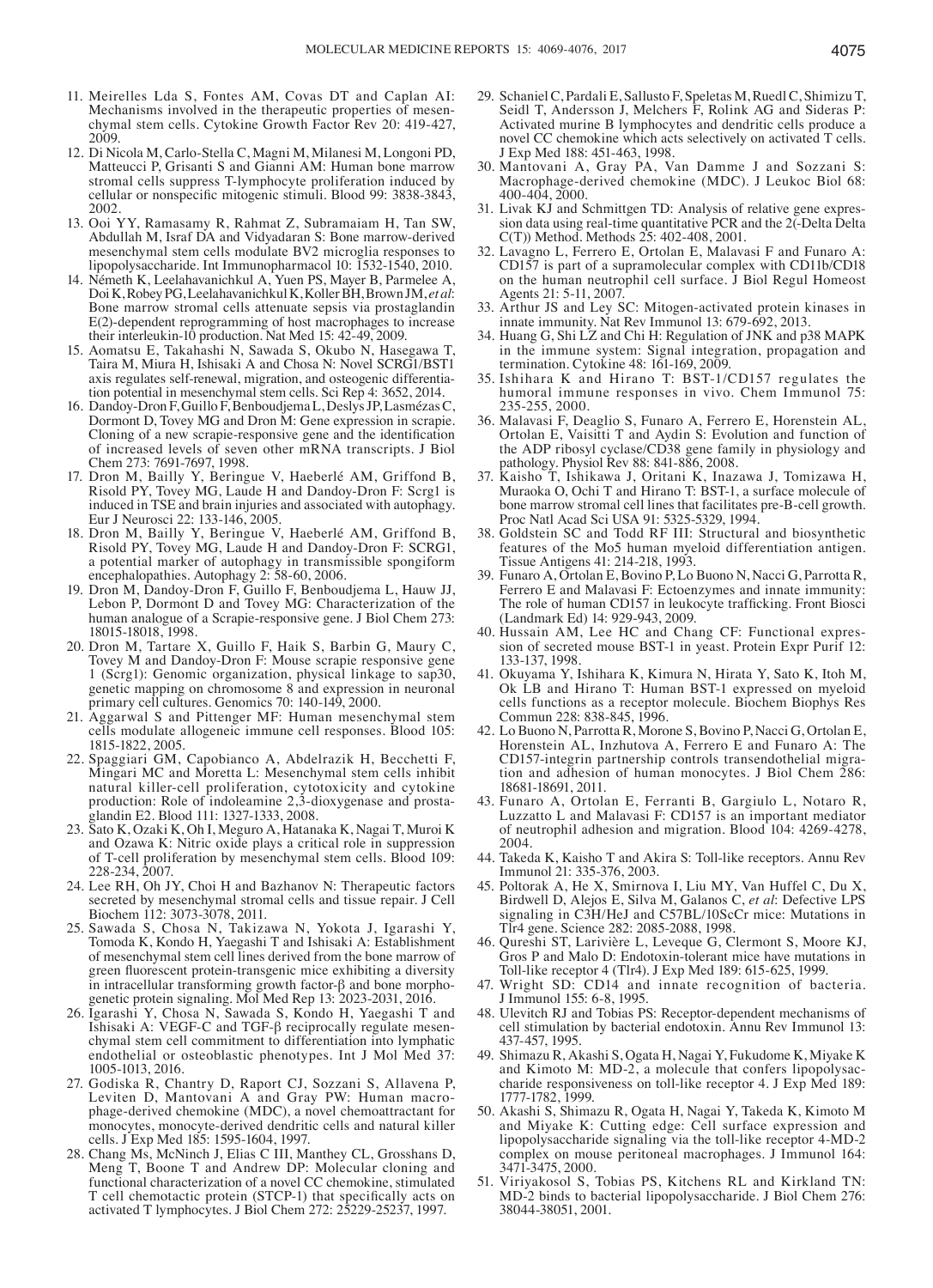11. Meirelles Lda S, Fontes AM, Covas DT and Caplan AI: Mechanisms involved in the therapeutic properties of mesenchymal stem cells. Cytokine Growth Factor Rev 20: 419-427, 2009.
12. Di Nicola M, Carlo-Stella C, Magni M, Milanesi M, Longoni PD, Matteucci P, Grisanti S and Gianni AM: Human bone marrow stromal cells suppress T-lymphocyte proliferation induced by cellular or nonspecific mitogenic stimuli. Blood 99: 3838-3843, 2002.
13. Ooi YY, Ramasamy R, Rahmat Z, Subramaiam H, Tan SW, Abdullah M, Israf DA and Vidyadaran S: Bone marrow-derived mesenchymal stem cells modulate BV2 microglia responses to lipopolysaccharide. Int Immunopharmacol 10: 1532-1540, 2010.
14. Németh K, Leelahavanichkul A, Yuen PS, Mayer B, Parmelee A, Doi K, Robey PG, Leelahavanichkul K, Koller BH, Brown JM, *et al*: Bone marrow stromal cells attenuate sepsis via prostaglandin E(2)-dependent reprogramming of host macrophages to increase their interleukin-10 production. Nat Med 15: 42-49, 2009.
15. Aomatsu E, Takahashi N, Sawada S, Okubo N, Hasegawa T, Taira M, Miura H, Ishisaki A and Chosa N: Novel SCRG1/BST1 axis regulates self-renewal, migration, and osteogenic differentiation potential in mesenchymal stem cells. Sci Rep 4: 3652, 2014.
16. Dandoy-Dron F, Guillo F, Benboudjema L, Deslys JP, Lasmézas C, Dormont D, Tovey MG and Dron M: Gene expression in scrapie. Cloning of a new scrapie-responsive gene and the identification of increased levels of seven other mRNA transcripts. J Biol Chem 273: 7691-7697, 1998.
17. Dron M, Bailly Y, Beringue V, Haeberlé AM, Griffond B, Risold PY, Tovey MG, Laude H and Dandoy-Dron F: Scrg1 is induced in TSE and brain injuries and associated with autophagy. Eur J Neurosci 22: 133-146, 2005.
18. Dron M, Bailly Y, Beringue V, Haeberlé AM, Griffond B, Risold PY, Tovey MG, Laude H and Dandoy-Dron F: SCRG1, a potential marker of autophagy in transmissible spongiform encephalopathies. Autophagy 2: 58-60, 2006.
19. Dron M, Dandoy-Dron F, Guillo F, Benboudjema L, Hauw JJ, Lebon P, Dormont D and Tovey MG: Characterization of the human analogue of a Scrapie-responsive gene. J Biol Chem 273: 18015-18018, 1998.
20. Dron M, Tartare X, Guillo F, Haik S, Barbin G, Maury C, Tovey M and Dandoy-Dron F: Mouse scrapie responsive gene 1 (Scrg1): Genomic organization, physical linkage to sap30, genetic mapping on chromosome 8 and expression in neuronal primary cell cultures. Genomics 70: 140-149, 2000.
21. Aggarwal S and Pittenger MF: Human mesenchymal stem cells modulate allogeneic immune cell responses. Blood 105: 1815-1822, 2005.
22. Spaggiari GM, Capobianco A, Abdelrazik H, Becchetti F, Mingari MC and Moretta L: Mesenchymal stem cells inhibit natural killer-cell proliferation, cytotoxicity and cytokine production: Role of indoleamine 2,3-dioxygenase and prostaglandin E2. Blood 111: 1327-1333, 2008.
23. Sato K, Ozaki K, Oh I, Meguro A, Hatanaka K, Nagai T, Muroi K and Ozawa K: Nitric oxide plays a critical role in suppression of T-cell proliferation by mesenchymal stem cells. Blood 109: 228-234, 2007.
24. Lee RH, Oh JY, Choi H and Bazhanov N: Therapeutic factors secreted by mesenchymal stromal cells and tissue repair. J Cell Biochem 112: 3073-3078, 2011.
25. Sawada S, Chosa N, Takizawa N, Yokota J, Igarashi Y, Tomoda K, Kondo H, Yaegashi T and Ishisaki A: Establishment of mesenchymal stem cell lines derived from the bone marrow of green fluorescent protein-transgenic mice exhibiting a diversity in intracellular transforming growth factor-β and bone morphogenetic protein signaling. Mol Med Rep 13: 2023-2031, 2016.
26. Igarashi Y, Chosa N, Sawada S, Kondo H, Yaegashi T and Ishisaki A: VEGF-C and TGF-β reciprocally regulate mesenchymal stem cell commitment to differentiation into lymphatic endothelial or osteoblastic phenotypes. Int J Mol Med 37: 1005-1013, 2016.
27. Godiska R, Chantry D, Raport CJ, Sozzani S, Allavena P, Leviten D, Mantovani A and Gray PW: Human macrophage-derived chemokine (MDC), a novel chemoattractant for monocytes, monocyte-derived dendritic cells and natural killer cells. J Exp Med 185: 1595-1604, 1997.
28. Chang Ms, McNinch J, Elias C III, Manthey CL, Grosshans D, Meng T, Boone T and Andrew DP: Molecular cloning and functional characterization of a novel CC chemokine, stimulated T cell chemotactic protein (STCP-1) that specifically acts on activated T lymphocytes. J Biol Chem 272: 25229-25237, 1997.
29. Schaniel C, Pardali E, Sallusto F, Speletas M, Ruedl C, Shimizu T, Seidl T, Andersson J, Melchers F, Rolink AG and Sideras P: Activated murine B lymphocytes and dendritic cells produce a novel CC chemokine which acts selectively on activated T cells. J Exp Med 188: 451-463, 1998.
30. Mantovani A, Gray PA, Van Damme J and Sozzani S: Macrophage-derived chemokine (MDC). J Leukoc Biol 68: 400-404, 2000.
31. Livak KJ and Schmittgen TD: Analysis of relative gene expression data using real-time quantitative PCR and the 2(-Delta Delta C(T)) Method. Methods 25: 402-408, 2001.
32. Lavagno L, Ferrero E, Ortolan E, Malavasi F and Funaro A: CD157 is part of a supramolecular complex with CD11b/CD18 on the human neutrophil cell surface. J Biol Regul Homeost Agents 21: 5-11, 2007.
33. Arthur JS and Ley SC: Mitogen-activated protein kinases in innate immunity. Nat Rev Immunol 13: 679-692, 2013.
34. Huang G, Shi LZ and Chi H: Regulation of JNK and p38 MAPK in the immune system: Signal integration, propagation and termination. Cytokine 48: 161-169, 2009.
35. Ishihara K and Hirano T: BST-1/CD157 regulates the humoral immune responses in vivo. Chem Immunol 75: 235-255, 2000.
36. Malavasi F, Deaglio S, Funaro A, Ferrero E, Horenstein AL, Ortolan E, Vaisitti T and Aydin S: Evolution and function of the ADP ribosyl cyclase/CD38 gene family in physiology and pathology. Physiol Rev 88: 841-886, 2008.
37. Kaisho T, Ishikawa J, Oritani K, Inazawa J, Tomizawa H, Muraoka O, Ochi T and Hirano T: BST-1, a surface molecule of bone marrow stromal cell lines that facilitates pre-B-cell growth. Proc Natl Acad Sci USA 91: 5325-5329, 1994.
38. Goldstein SC and Todd RF III: Structural and biosynthetic features of the Mo5 human myeloid differentiation antigen. Tissue Antigens 41: 214-218, 1993.
39. Funaro A, Ortolan E, Bovino P, Lo Buono N, Nacci G, Parrotta R, Ferrero E and Malavasi F: Ectoenzymes and innate immunity: The role of human CD157 in leukocyte trafficking. Front Biosci (Landmark Ed) 14: 929-943, 2009.
40. Hussain AM, Lee HC and Chang CF: Functional expression of secreted mouse BST-1 in yeast. Protein Expr Purif 12: 133-137, 1998.
41. Okuyama Y, Ishihara K, Kimura N, Hirata Y, Sato K, Itoh M, Ok LB and Hirano T: Human BST-1 expressed on myeloid cells functions as a receptor molecule. Biochem Biophys Res Commun 228: 838-845, 1996.
42. Lo Buono N, Parrotta R, Morone S, Bovino P, Nacci G, Ortolan E, Horenstein AL, Inzhutova A, Ferrero E and Funaro A: The CD157-integrin partnership controls transendothelial migration and adhesion of human monocytes. J Biol Chem 286: 18681-18691, 2011.
43. Funaro A, Ortolan E, Ferranti B, Gargiulo L, Notaro R, Luzzatto L and Malavasi F: CD157 is an important mediator of neutrophil adhesion and migration. Blood 104: 4269-4278, 2004.
44. Takeda K, Kaisho T and Akira S: Toll-like receptors. Annu Rev Immunol 21: 335-376, 2003.
45. Poltorak A, He X, Smirnova I, Liu MY, Van Huffel C, Du X, Birdwell D, Alejos E, Silva M, Galanos C, *et al*: Defective LPS signaling in C3H/HeJ and C57BL/10ScCr mice: Mutations in Tlr4 gene. Science 282: 2085-2088, 1998.
46. Qureshi ST, Larivière L, Leveque G, Clermont S, Moore KJ, Gros P and Malo D: Endotoxin-tolerant mice have mutations in Toll-like receptor 4 (Tlr4). J Exp Med 189: 615-625, 1999.
47. Wright SD: CD14 and innate recognition of bacteria. J Immunol 155: 6-8, 1995.
48. Ulevitch RJ and Tobias PS: Receptor-dependent mechanisms of cell stimulation by bacterial endotoxin. Annu Rev Immunol 13: 437-457, 1995.
49. Shimazu R, Akashi S, Ogata H, Nagai Y, Fukudome K, Miyake K and Kimoto M: MD-2, a molecule that confers lipopolysaccharide responsiveness on toll-like receptor 4. J Exp Med 189: 1777-1782, 1999.
50. Akashi S, Shimazu R, Ogata H, Nagai Y, Takeda K, Kimoto M and Miyake K: Cutting edge: Cell surface expression and lipopolysaccharide signaling via the toll-like receptor 4-MD-2 complex on mouse peritoneal macrophages. J Immunol 164: 3471-3475, 2000.
51. Viriyakosol S, Tobias PS, Kitchens RL and Kirkland TN: MD-2 binds to bacterial lipopolysaccharide. J Biol Chem 276: 38044-38051, 2001.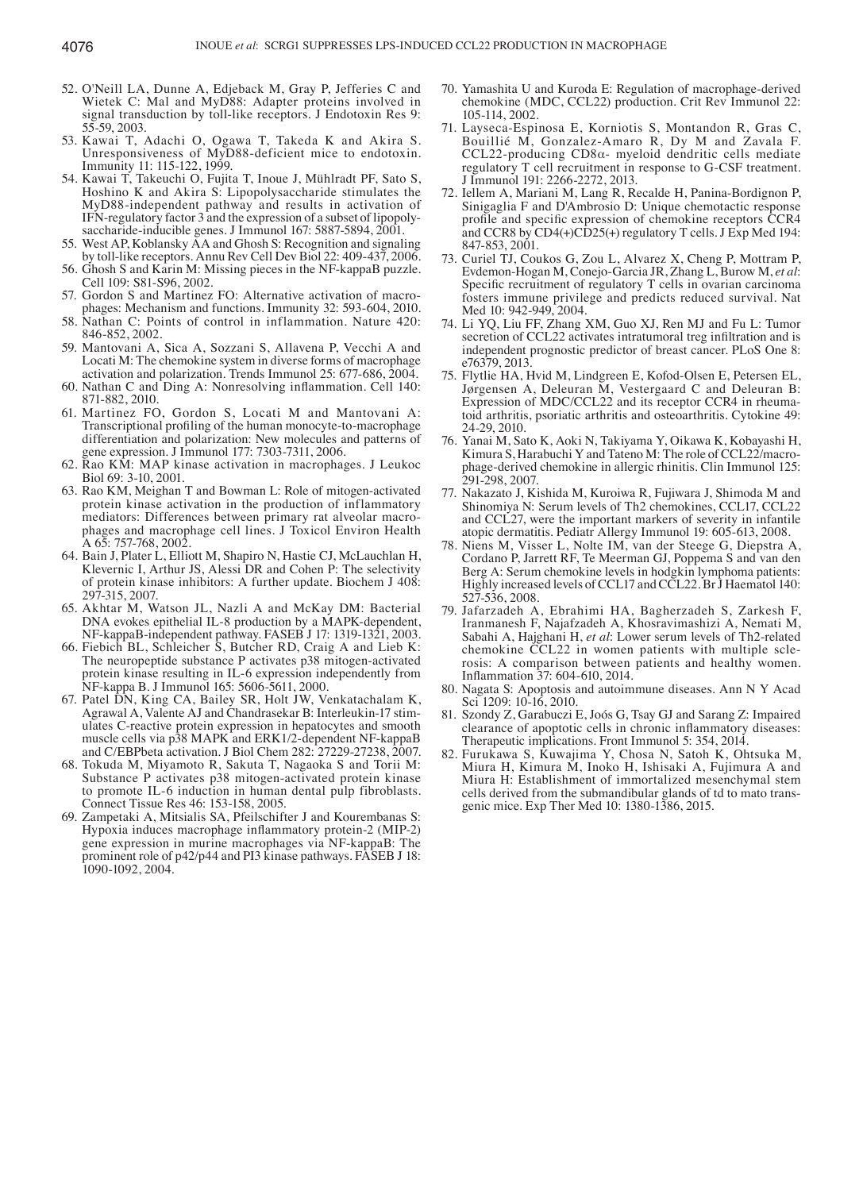52. O'Neill LA, Dunne A, Edjeback M, Gray P, Jefferies C and Wietek C: Mal and MyD88: Adapter proteins involved in signal transduction by toll-like receptors. J Endotoxin Res 9: 55-59, 2003.
53. Kawai T, Adachi O, Ogawa T, Takeda K and Akira S. Unresponsiveness of MyD88-deficient mice to endotoxin. Immunity 11: 115-122, 1999.
54. Kawai T, Takeuchi O, Fujita T, Inoue J, Mühlradt PF, Sato S, Hoshino K and Akira S: Lipopolysaccharide stimulates the MyD88-independent pathway and results in activation of IFN-regulatory factor 3 and the expression of a subset of lipopolysaccharide-inducible genes. J Immunol 167: 5887-5894, 2001.
55. West AP, Koblansky AA and Ghosh S: Recognition and signaling by toll-like receptors. Annu Rev Cell Dev Biol 22: 409-437, 2006.
56. Ghosh S and Karin M: Missing pieces in the NF-kappaB puzzle. Cell 109: S81-S96, 2002.
57. Gordon S and Martinez FO: Alternative activation of macrophages: Mechanism and functions. Immunity 32: 593-604, 2010.
58. Nathan C: Points of control in inflammation. Nature 420: 846-852, 2002.
59. Mantovani A, Sica A, Sozzani S, Allavena P, Vecchi A and Locati M: The chemokine system in diverse forms of macrophage activation and polarization. Trends Immunol 25: 677-686, 2004.
60. Nathan C and Ding A: Nonresolving inflammation. Cell 140: 871-882, 2010.
61. Martinez FO, Gordon S, Locati M and Mantovani A: Transcriptional profiling of the human monocyte-to-macrophage differentiation and polarization: New molecules and patterns of gene expression. J Immunol 177: 7303-7311, 2006.
62. Rao KM: MAP kinase activation in macrophages. J Leukoc Biol 69: 3-10, 2001.
63. Rao KM, Meighan T and Bowman L: Role of mitogen-activated protein kinase activation in the production of inflammatory mediators: Differences between primary rat alveolar macrophages and macrophage cell lines. J Toxicol Environ Health A 65: 757-768, 2002.
64. Bain J, Plater L, Elliott M, Shapiro N, Hastie CJ, McLauchlan H, Klevernic I, Arthur JS, Alessi DR and Cohen P: The selectivity of protein kinase inhibitors: A further update. Biochem J 408: 297-315, 2007.
65. Akhtar M, Watson JL, Nazli A and McKay DM: Bacterial DNA evokes epithelial IL-8 production by a MAPK-dependent, NF-kappaB-independent pathway. FASEB J 17: 1319-1321, 2003.
66. Fiebich BL, Schleicher S, Butcher RD, Craig A and Lieb K: The neuropeptide substance P activates p38 mitogen-activated protein kinase resulting in IL-6 expression independently from NF-kappa B. J Immunol 165: 5606-5611, 2000.
67. Patel DN, King CA, Bailey SR, Holt JW, Venkatachalam K, Agrawal A, Valente AJ and Chandrasekar B: Interleukin-17 stimulates C-reactive protein expression in hepatocytes and smooth muscle cells via p38 MAPK and ERK1/2-dependent NF-kappaB and C/EBPbeta activation. J Biol Chem 282: 27229-27238, 2007.
68. Tokuda M, Miyamoto R, Sakuta T, Nagaoka S and Torii M: Substance P activates p38 mitogen-activated protein kinase to promote IL-6 induction in human dental pulp fibroblasts. Connect Tissue Res 46: 153-158, 2005.
69. Zampetaki A, Mitsialis SA, Pfeilschifter J and Kourembanas S: Hypoxia induces macrophage inflammatory protein-2 (MIP-2) gene expression in murine macrophages via NF-kappaB: The prominent role of p42/p44 and PI3 kinase pathways. FASEB J 18: 1090-1092, 2004.
70. Yamashita U and Kuroda E: Regulation of macrophage-derived chemokine (MDC, CCL22) production. Crit Rev Immunol 22: 105-114, 2002.
71. Layseca-Espinosa E, Korniotis S, Montandon R, Gras C, Bouillié M, Gonzalez-Amaro R, Dy M and Zavala F. CCL22-producing CD8α- myeloid dendritic cells mediate regulatory T cell recruitment in response to G-CSF treatment. J Immunol 191: 2266-2272, 2013.
72. Iellem A, Mariani M, Lang R, Recalde H, Panina-Bordignon P, Sinigaglia F and D'Ambrosio D: Unique chemotactic response profile and specific expression of chemokine receptors CCR4 and CCR8 by CD4(+)CD25(+) regulatory T cells. J Exp Med 194: 847-853, 2001.
73. Curiel TJ, Coukos G, Zou L, Alvarez X, Cheng P, Mottram P, Evdemon-Hogan M, Conejo-Garcia JR, Zhang L, Burow M, *et al*: Specific recruitment of regulatory T cells in ovarian carcinoma fosters immune privilege and predicts reduced survival. Nat Med 10: 942-949, 2004.
74. Li YQ, Liu FF, Zhang XM, Guo XJ, Ren MJ and Fu L: Tumor secretion of CCL22 activates intratumoral treg infiltration and is independent prognostic predictor of breast cancer. PLoS One 8: e76379, 2013.
75. Flytlie HA, Hvid M, Lindgreen E, Kofod-Olsen E, Petersen EL, Jørgensen A, Deleuran M, Vestergaard C and Deleuran B: Expression of MDC/CCL22 and its receptor CCR4 in rheumatoid arthritis, psoriatic arthritis and osteoarthritis. Cytokine 49: 24-29, 2010.
76. Yanai M, Sato K, Aoki N, Takiyama Y, Oikawa K, Kobayashi H, Kimura S, Harabuchi Y and Tateno M: The role of CCL22/macrophage-derived chemokine in allergic rhinitis. Clin Immunol 125: 291-298, 2007.
77. Nakazato J, Kishida M, Kuroiwa R, Fujiwara J, Shimoda M and Shinomiya N: Serum levels of Th2 chemokines, CCL17, CCL22 and CCL27, were the important markers of severity in infantile atopic dermatitis. Pediatr Allergy Immunol 19: 605-613, 2008.
78. Niens M, Visser L, Nolte IM, van der Steege G, Diepstra A, Cordano P, Jarrett RF, Te Meerman GJ, Poppema S and van den Berg A: Serum chemokine levels in hodgkin lymphoma patients: Highly increased levels of CCL17 and CCL22. Br J Haematol 140: 527-536, 2008.
79. Jafarzadeh A, Ebrahimi HA, Bagherzadeh S, Zarkesh F, Iranmanesh F, Najafzadeh A, Khosravimashizi A, Nemati M, Sabahi A, Hajghani H, *et al*: Lower serum levels of Th2-related chemokine CCL22 in women patients with multiple sclerosis: A comparison between patients and healthy women. Inflammation 37: 604-610, 2014.
80. Nagata S: Apoptosis and autoimmune diseases. Ann N Y Acad Sci 1209: 10-16, 2010.
81. Szondy Z, Garabuczi E, Joós G, Tsay GJ and Sarang Z: Impaired clearance of apoptotic cells in chronic inflammatory diseases: Therapeutic implications. Front Immunol 5: 354, 2014.
82. Furukawa S, Kuwajima Y, Chosa N, Satoh K, Ohtsuka M, Miura H, Kimura M, Inoko H, Ishisaki A, Fujimura A and Miura H: Establishment of immortalized mesenchymal stem cells derived from the submandibular glands of td to mato transgenic mice. Exp Ther Med 10: 1380-1386, 2015.